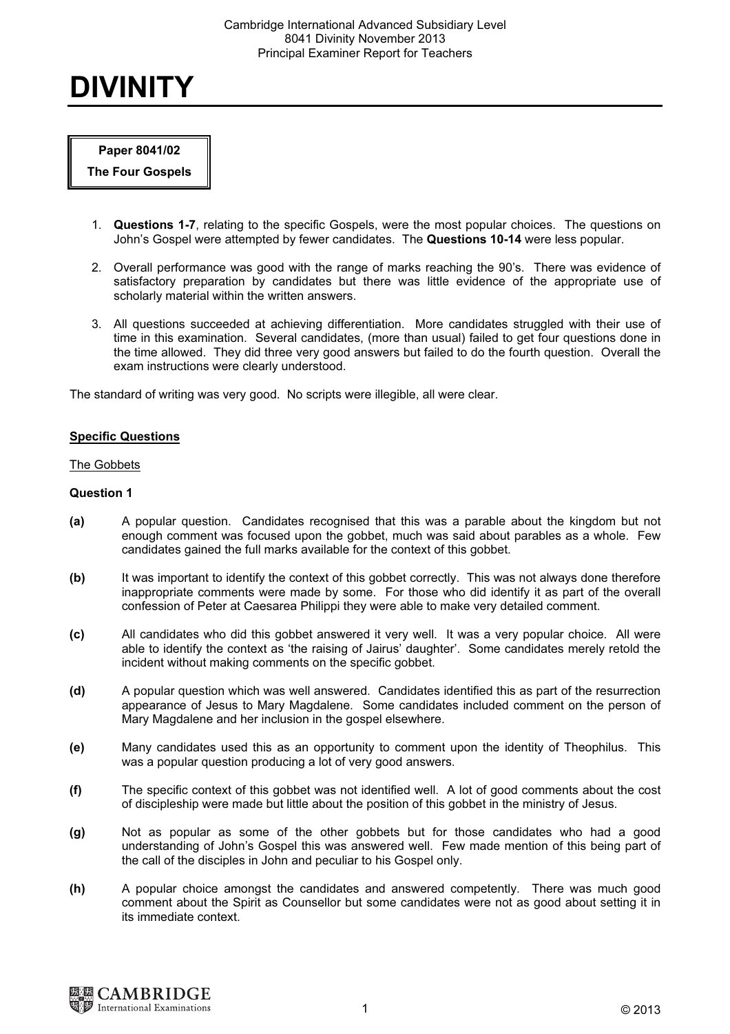# DIVINITY

**Paper 8041/02**

**The Four Gospels**

1. **Questions 1-7**, relating to the specific Gospels, were the most popular choices. The questions on John's Gospel were attempted by fewer candidates. The **Questions 10-14** were less popular.

2. Overall performance was good with the range of marks reaching the 90's. There was evidence of satisfactory preparation by candidates but there was little evidence of the appropriate use of scholarly material within the written answers.

3. All questions succeeded at achieving differentiation. More candidates struggled with their use of time in this examination. Several candidates, (more than usual) failed to get four questions done in the time allowed. They did three very good answers but failed to do the fourth question. Overall the exam instructions were clearly understood.

The standard of writing was very good. No scripts were illegible, all were clear.

## Specific Questions

### The Gobbets

**Question 1**

**(a)** A popular question. Candidates recognised that this was a parable about the kingdom but not enough comment was focused upon the gobbet, much was said about parables as a whole. Few candidates gained the full marks available for the context of this gobbet.

**(b)** It was important to identify the context of this gobbet correctly. This was not always done therefore inappropriate comments were made by some. For those who did identify it as part of the overall confession of Peter at Caesarea Philippi they were able to make very detailed comment.

**(c)** All candidates who did this gobbet answered it very well. It was a very popular choice. All were able to identify the context as 'the raising of Jairus' daughter'. Some candidates merely retold the incident without making comments on the specific gobbet.

**(d)** A popular question which was well answered. Candidates identified this as part of the resurrection appearance of Jesus to Mary Magdalene. Some candidates included comment on the person of Mary Magdalene and her inclusion in the gospel elsewhere.

**(e)** Many candidates used this as an opportunity to comment upon the identity of Theophilus. This was a popular question producing a lot of very good answers.

**(f)** The specific context of this gobbet was not identified well. A lot of good comments about the cost of discipleship were made but little about the position of this gobbet in the ministry of Jesus.

**(g)** Not as popular as some of the other gobbets but for those candidates who had a good understanding of John's Gospel this was answered well. Few made mention of this being part of the call of the disciples in John and peculiar to his Gospel only.

**(h)** A popular choice amongst the candidates and answered competently. There was much good comment about the Spirit as Counsellor but some candidates were not as good about setting it in its immediate context.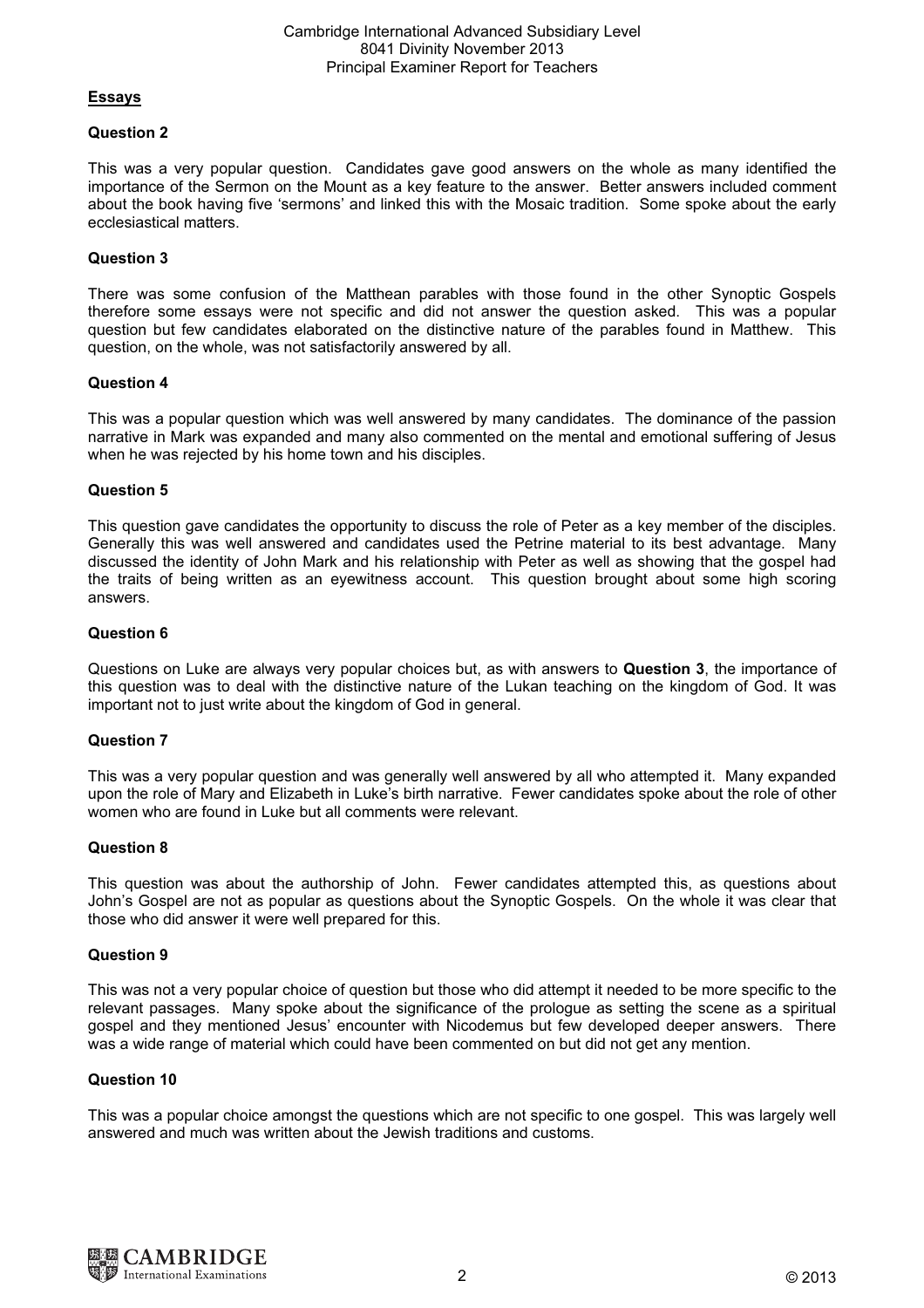## Essays

### Question 2

This was a very popular question. Candidates gave good answers on the whole as many identified the importance of the Sermon on the Mount as a key feature to the answer. Better answers included comment about the book having five 'sermons' and linked this with the Mosaic tradition. Some spoke about the early ecclesiastical matters.

### Question 3

There was some confusion of the Matthean parables with those found in the other Synoptic Gospels therefore some essays were not specific and did not answer the question asked. This was a popular question but few candidates elaborated on the distinctive nature of the parables found in Matthew. This question, on the whole, was not satisfactorily answered by all.

### Question 4

This was a popular question which was well answered by many candidates. The dominance of the passion narrative in Mark was expanded and many also commented on the mental and emotional suffering of Jesus when he was rejected by his home town and his disciples.

### Question 5

This question gave candidates the opportunity to discuss the role of Peter as a key member of the disciples. Generally this was well answered and candidates used the Petrine material to its best advantage. Many discussed the identity of John Mark and his relationship with Peter as well as showing that the gospel had the traits of being written as an eyewitness account. This question brought about some high scoring answers.

### Question 6

Questions on Luke are always very popular choices but, as with answers to **Question 3**, the importance of this question was to deal with the distinctive nature of the Lukan teaching on the kingdom of God. It was important not to just write about the kingdom of God in general.

### Question 7

This was a very popular question and was generally well answered by all who attempted it. Many expanded upon the role of Mary and Elizabeth in Luke's birth narrative. Fewer candidates spoke about the role of other women who are found in Luke but all comments were relevant.

### Question 8

This question was about the authorship of John. Fewer candidates attempted this, as questions about John's Gospel are not as popular as questions about the Synoptic Gospels. On the whole it was clear that those who did answer it were well prepared for this.

### Question 9

This was not a very popular choice of question but those who did attempt it needed to be more specific to the relevant passages. Many spoke about the significance of the prologue as setting the scene as a spiritual gospel and they mentioned Jesus' encounter with Nicodemus but few developed deeper answers. There was a wide range of material which could have been commented on but did not get any mention.

### Question 10

This was a popular choice amongst the questions which are not specific to one gospel. This was largely well answered and much was written about the Jewish traditions and customs.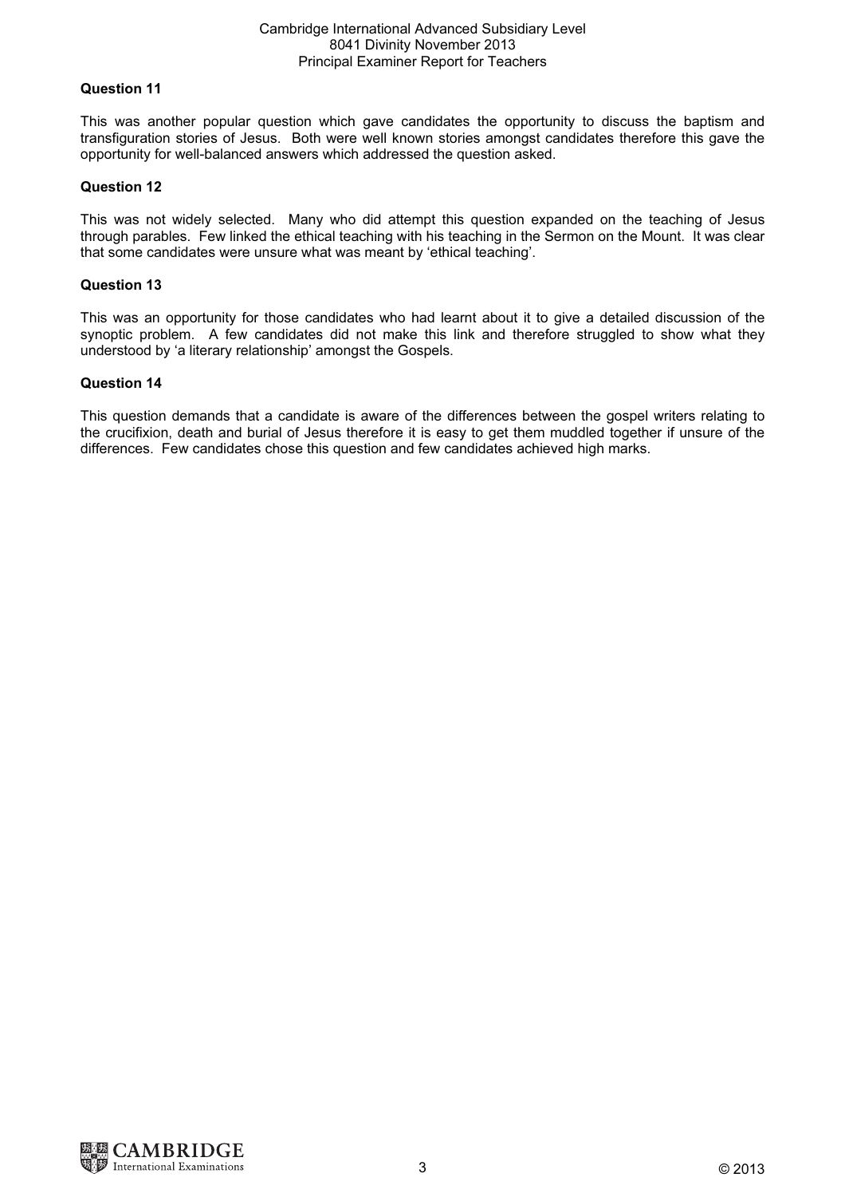### Question 11

This was another popular question which gave candidates the opportunity to discuss the baptism and transfiguration stories of Jesus. Both were well known stories amongst candidates therefore this gave the opportunity for well-balanced answers which addressed the question asked.

### Question 12

This was not widely selected. Many who did attempt this question expanded on the teaching of Jesus through parables. Few linked the ethical teaching with his teaching in the Sermon on the Mount. It was clear that some candidates were unsure what was meant by 'ethical teaching'.

### Question 13

This was an opportunity for those candidates who had learnt about it to give a detailed discussion of the synoptic problem. A few candidates did not make this link and therefore struggled to show what they understood by 'a literary relationship' amongst the Gospels.

### Question 14

This question demands that a candidate is aware of the differences between the gospel writers relating to the crucifixion, death and burial of Jesus therefore it is easy to get them muddled together if unsure of the differences. Few candidates chose this question and few candidates achieved high marks.